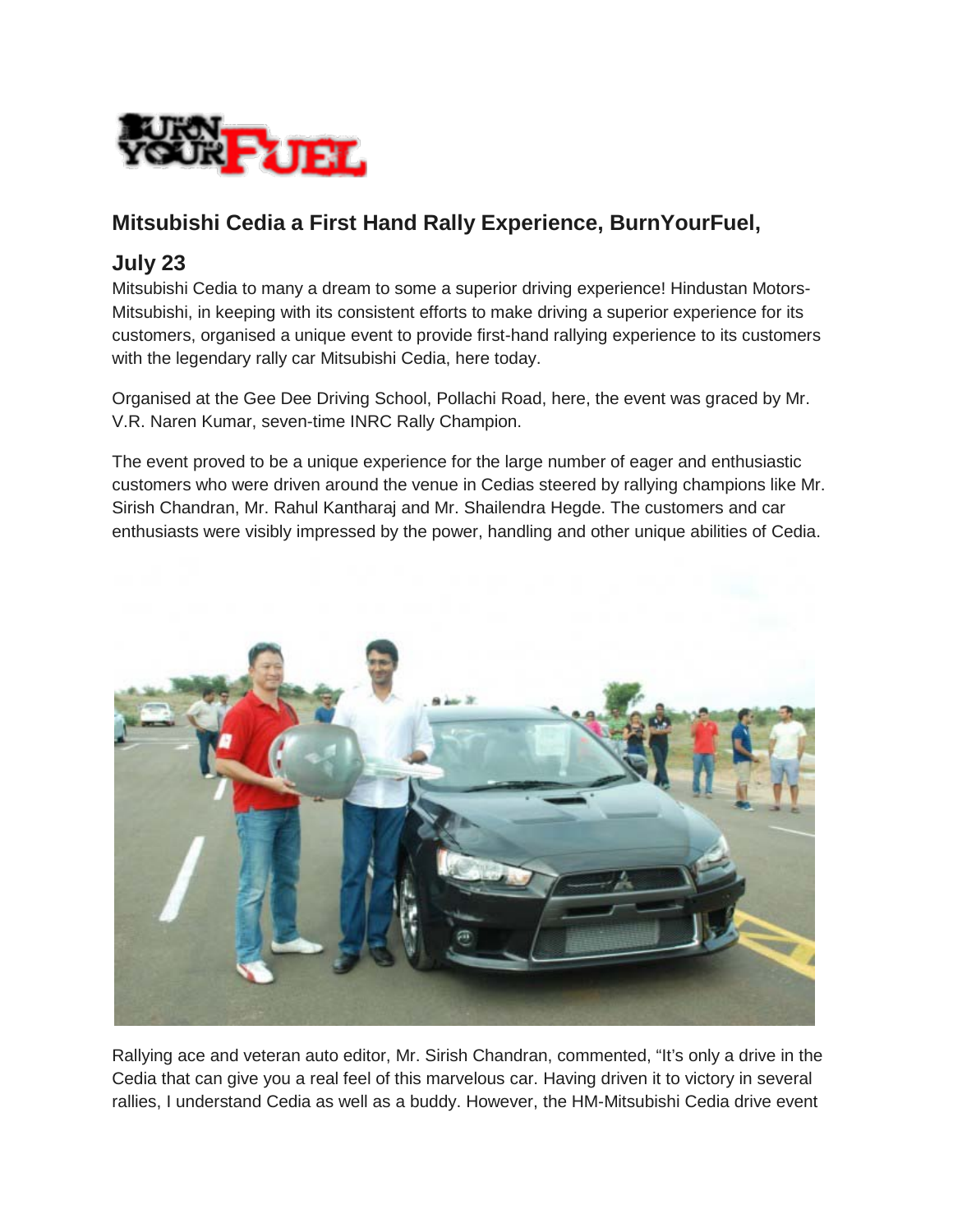## Mitsubishi Cedia a First Hand Rally Experience, BurnYourFuel, July 23

Mitsubishi Cedia to many a dream to some a superior driving experience! Hindustan Motors-Mitsubishi, in keeping with its consistent efforts to make driving a superior experience for its customers, organised a unique event to provide first-hand rallying experience to its customers with the legendary rally car Mitsubishi Cedia, here today.

Organised at the Gee Dee Driving School, Pollachi Road, here, the event was graced by Mr. V.R. Naren Kumar, seven-time INRC Rally Champion.

The event proved to be a unique experience for the large number of eager and enthusiastic customers who were driven around the venue in Cedias steered by rallying champions like Mr. Sirish Chandran, Mr. Rahul Kantharaj and Mr. Shailendra Hegde. The customers and car enthusiasts were visibly impressed by the power, handling and other unique abilities of Cedia.

Rallying ace and veteran auto editor, Mr. Sirish Chandran, commented, "It's only a drive in the Cedia that can give you a real feel of this marvelous car. Having driven it to victory in several rallies, I understand Cedia as well as a buddy. However, the HM-Mitsubishi Cedia drive event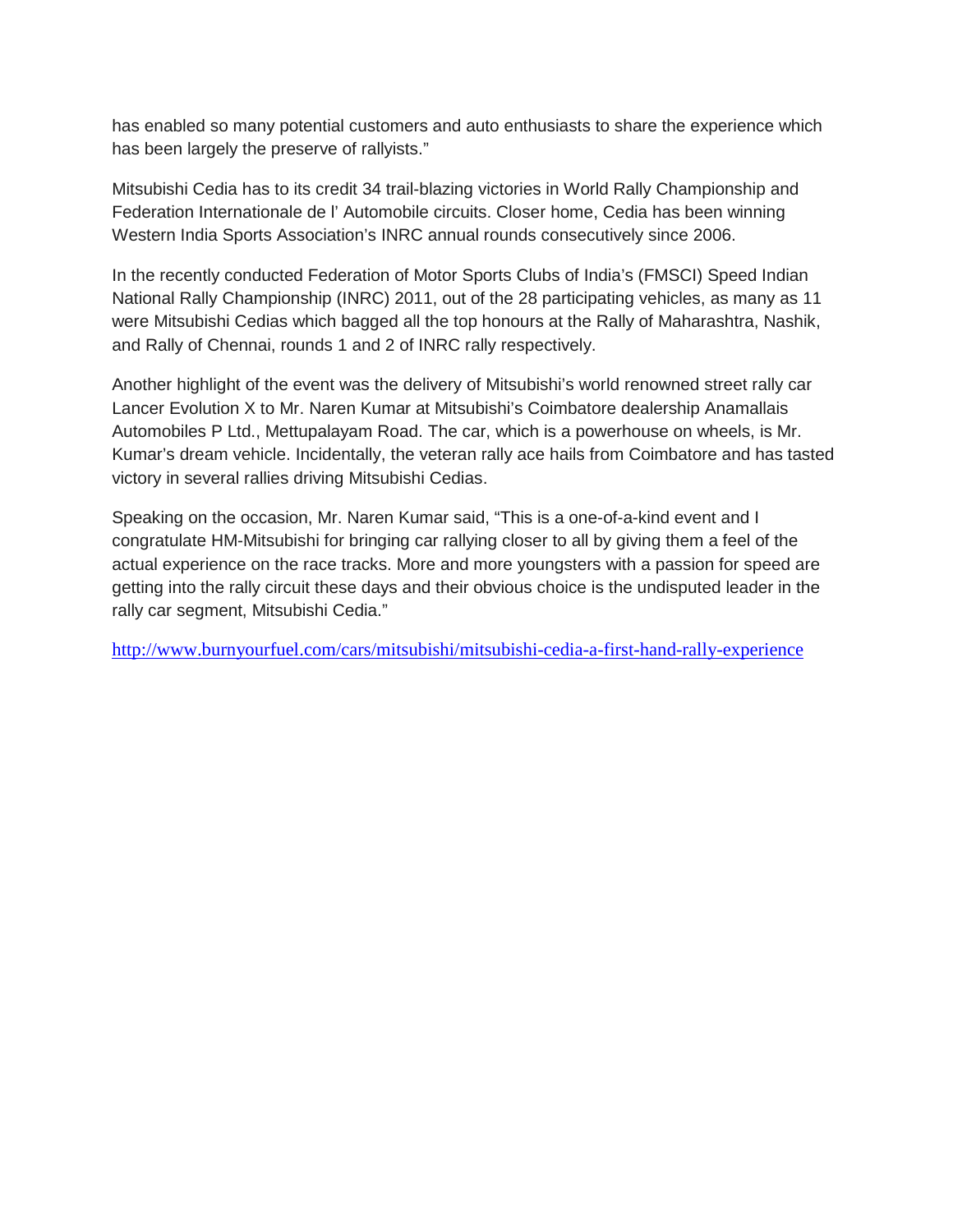has enabled so many potential customers and auto enthusiasts to share the experience which has been largely the preserve of rallyists."

Mitsubishi Cedia has to its credit 34 trail-blazing victories in World Rally Championship and Federation Internationale de l' Automobile circuits. Closer home, Cedia has been winning Western India Sports Association's INRC annual rounds consecutively since 2006.

In the recently conducted Federation of Motor Sports Clubs of India's (FMSCI) Speed Indian National Rally Championship (INRC) 2011, out of the 28 participating vehicles, as many as 11 were Mitsubishi Cedias which bagged all the top honours at the Rally of Maharashtra, Nashik, and Rally of Chennai, rounds 1 and 2 of INRC rally respectively.

Another highlight of the event was the delivery of Mitsubishi's world renowned street rally car Lancer Evolution X to Mr. Naren Kumar at Mitsubishi's Coimbatore dealership Anamallais Automobiles P Ltd., Mettupalayam Road. The car, which is a powerhouse on wheels, is Mr. Kumar's dream vehicle. Incidentally, the veteran rally ace hails from Coimbatore and has tasted victory in several rallies driving Mitsubishi Cedias.

Speaking on the occasion, Mr. Naren Kumar said, "This is a one-of-a-kind event and I congratulate HM-Mitsubishi for bringing car rallying closer to all by giving them a feel of the actual experience on the race tracks. More and more youngsters with a passion for speed are getting into the rally circuit these days and their obvious choice is the undisputed leader in the rally car segment, Mitsubishi Cedia."

http://www.burnyourfuel.com/cars/mitsubishi/mitsubishi-cedia-a-first-hand-rally-experience